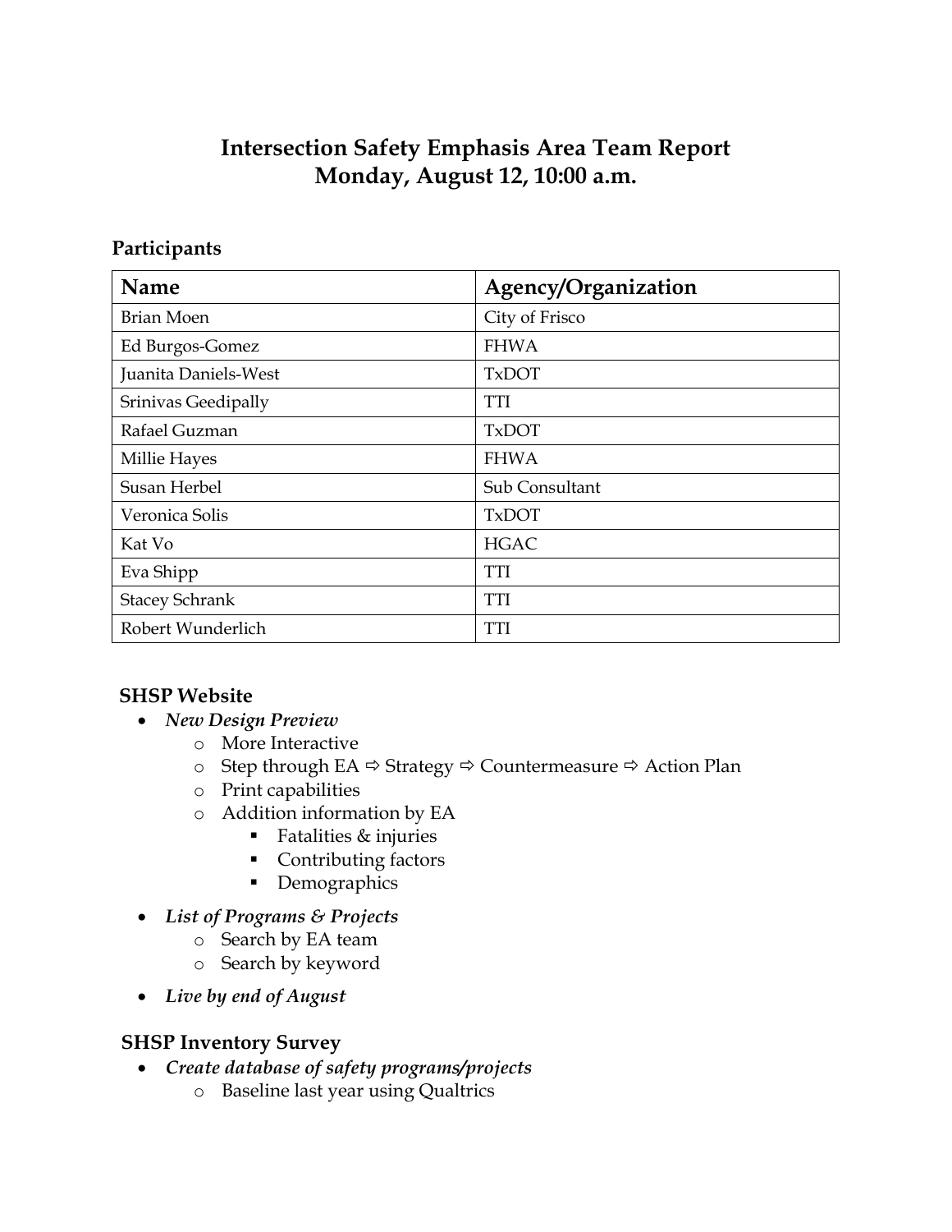# Intersection Safety Emphasis Area Team Report
# Monday, August 12, 10:00 a.m.

## Participants

| Name | Agency/Organization |
|---|---|
| Brian Moen | City of Frisco |
| Ed Burgos-Gomez | FHWA |
| Juanita Daniels-West | TxDOT |
| Srinivas Geedipally | TTI |
| Rafael Guzman | TxDOT |
| Millie Hayes | FHWA |
| Susan Herbel | Sub Consultant |
| Veronica Solis | TxDOT |
| Kat Vo | HGAC |
| Eva Shipp | TTI |
| Stacey Schrank | TTI |
| Robert Wunderlich | TTI |

## SHSP Website

- *New Design Preview*
  - More Interactive
  - Step through EA ⇨ Strategy ⇨ Countermeasure ⇨ Action Plan
  - Print capabilities
  - Addition information by EA
    - Fatalities & injuries
    - Contributing factors
    - Demographics
- *List of Programs & Projects*
  - Search by EA team
  - Search by keyword
- *Live by end of August*

## SHSP Inventory Survey

- *Create database of safety programs/projects*
  - Baseline last year using Qualtrics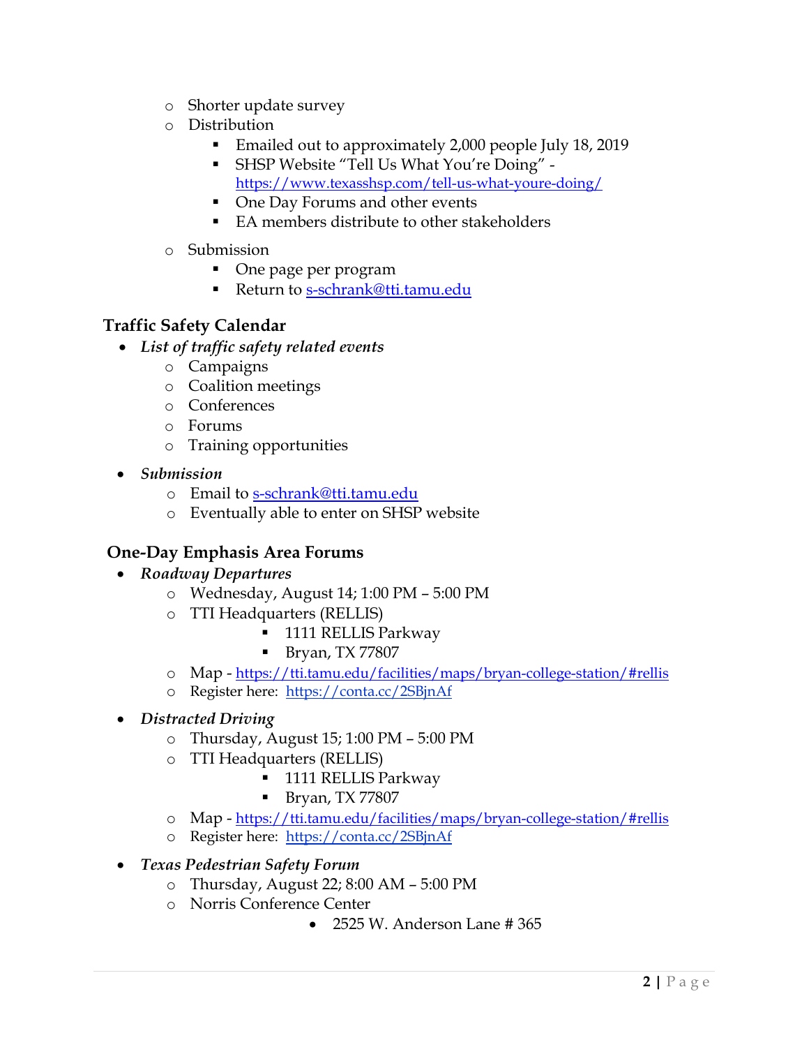- Shorter update survey
- Distribution
  - Emailed out to approximately 2,000 people July 18, 2019
  - SHSP Website "Tell Us What You're Doing" - https://www.texasshsp.com/tell-us-what-youre-doing/
  - One Day Forums and other events
  - EA members distribute to other stakeholders
- Submission
  - One page per program
  - Return to s-schrank@tti.tamu.edu

## Traffic Safety Calendar

- *List of traffic safety related events*
  - Campaigns
  - Coalition meetings
  - Conferences
  - Forums
  - Training opportunities
- *Submission*
  - Email to s-schrank@tti.tamu.edu
  - Eventually able to enter on SHSP website

## One-Day Emphasis Area Forums

- *Roadway Departures*
  - Wednesday, August 14; 1:00 PM – 5:00 PM
  - TTI Headquarters (RELLIS)
    - 1111 RELLIS Parkway
    - Bryan, TX 77807
  - Map - https://tti.tamu.edu/facilities/maps/bryan-college-station/#rellis
  - Register here: https://conta.cc/2SBjnAf
- *Distracted Driving*
  - Thursday, August 15; 1:00 PM – 5:00 PM
  - TTI Headquarters (RELLIS)
    - 1111 RELLIS Parkway
    - Bryan, TX 77807
  - Map - https://tti.tamu.edu/facilities/maps/bryan-college-station/#rellis
  - Register here: https://conta.cc/2SBjnAf
- *Texas Pedestrian Safety Forum*
  - Thursday, August 22; 8:00 AM – 5:00 PM
  - Norris Conference Center
    - 2525 W. Anderson Lane # 365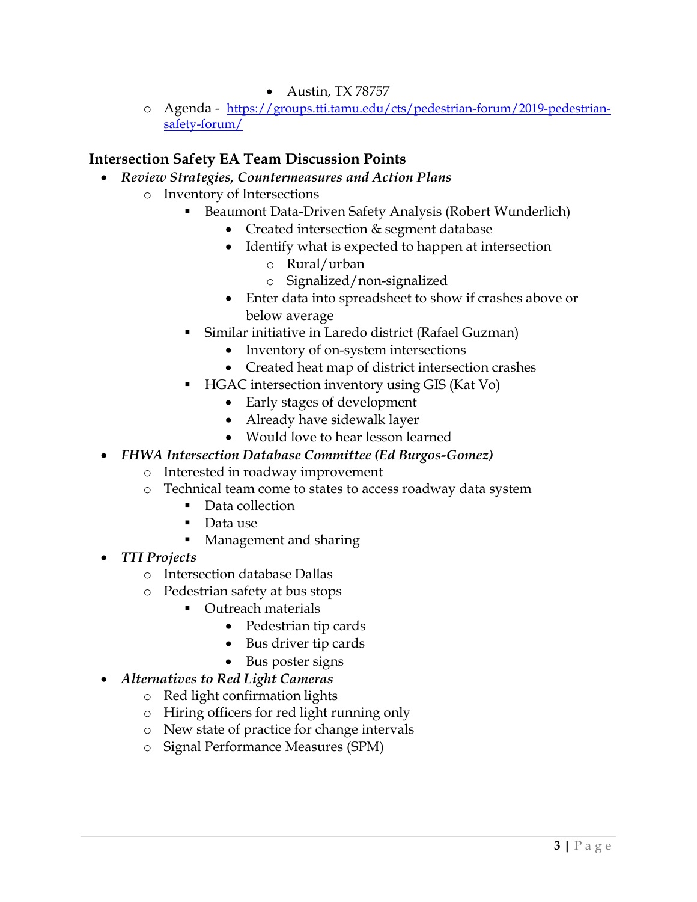- Austin, TX 78757
    - Agenda - [https://groups.tti.tamu.edu/cts/pedestrian-forum/2019-pedestrian-safety-forum/](https://groups.tti.tamu.edu/cts/pedestrian-forum/2019-pedestrian-safety-forum/)

## Intersection Safety EA Team Discussion Points

- *Review Strategies, Countermeasures and Action Plans*
    - Inventory of Intersections
        - Beaumont Data-Driven Safety Analysis (Robert Wunderlich)
            - Created intersection & segment database
            - Identify what is expected to happen at intersection
                - Rural/urban
                - Signalized/non-signalized
            - Enter data into spreadsheet to show if crashes above or below average
        - Similar initiative in Laredo district (Rafael Guzman)
            - Inventory of on-system intersections
            - Created heat map of district intersection crashes
        - HGAC intersection inventory using GIS (Kat Vo)
            - Early stages of development
            - Already have sidewalk layer
            - Would love to hear lesson learned
- *FHWA Intersection Database Committee (Ed Burgos-Gomez)*
    - Interested in roadway improvement
    - Technical team come to states to access roadway data system
        - Data collection
        - Data use
        - Management and sharing
- *TTI Projects*
    - Intersection database Dallas
    - Pedestrian safety at bus stops
        - Outreach materials
            - Pedestrian tip cards
            - Bus driver tip cards
            - Bus poster signs
- *Alternatives to Red Light Cameras*
    - Red light confirmation lights
    - Hiring officers for red light running only
    - New state of practice for change intervals
    - Signal Performance Measures (SPM)